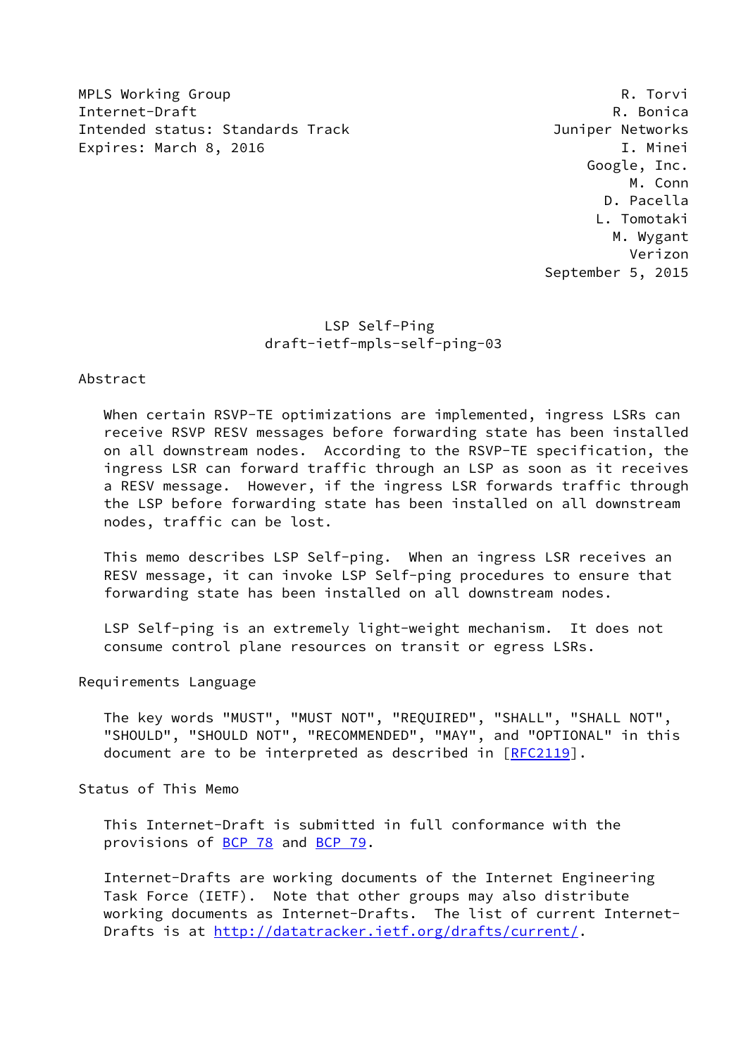MPLS Working Group R. Torvi
Internet-Draft R. Bonica
Intended status: Standards Track Juniper Networks
Expires: March 8, 2016 I. Minei
Google, Inc.
M. Conn
D. Pacella
L. Tomotaki
M. Wygant
Verizon
September 5, 2015

# LSP Self-Ping
## draft-ietf-mpls-self-ping-03

## Abstract

When certain RSVP-TE optimizations are implemented, ingress LSRs can receive RSVP RESV messages before forwarding state has been installed on all downstream nodes. According to the RSVP-TE specification, the ingress LSR can forward traffic through an LSP as soon as it receives a RESV message. However, if the ingress LSR forwards traffic through the LSP before forwarding state has been installed on all downstream nodes, traffic can be lost.

This memo describes LSP Self-ping. When an ingress LSR receives an RESV message, it can invoke LSP Self-ping procedures to ensure that forwarding state has been installed on all downstream nodes.

LSP Self-ping is an extremely light-weight mechanism. It does not consume control plane resources on transit or egress LSRs.

## Requirements Language

The key words "MUST", "MUST NOT", "REQUIRED", "SHALL", "SHALL NOT", "SHOULD", "SHOULD NOT", "RECOMMENDED", "MAY", and "OPTIONAL" in this document are to be interpreted as described in [RFC2119].

## Status of This Memo

This Internet-Draft is submitted in full conformance with the provisions of BCP 78 and BCP 79.

Internet-Drafts are working documents of the Internet Engineering Task Force (IETF). Note that other groups may also distribute working documents as Internet-Drafts. The list of current Internet-Drafts is at http://datatracker.ietf.org/drafts/current/.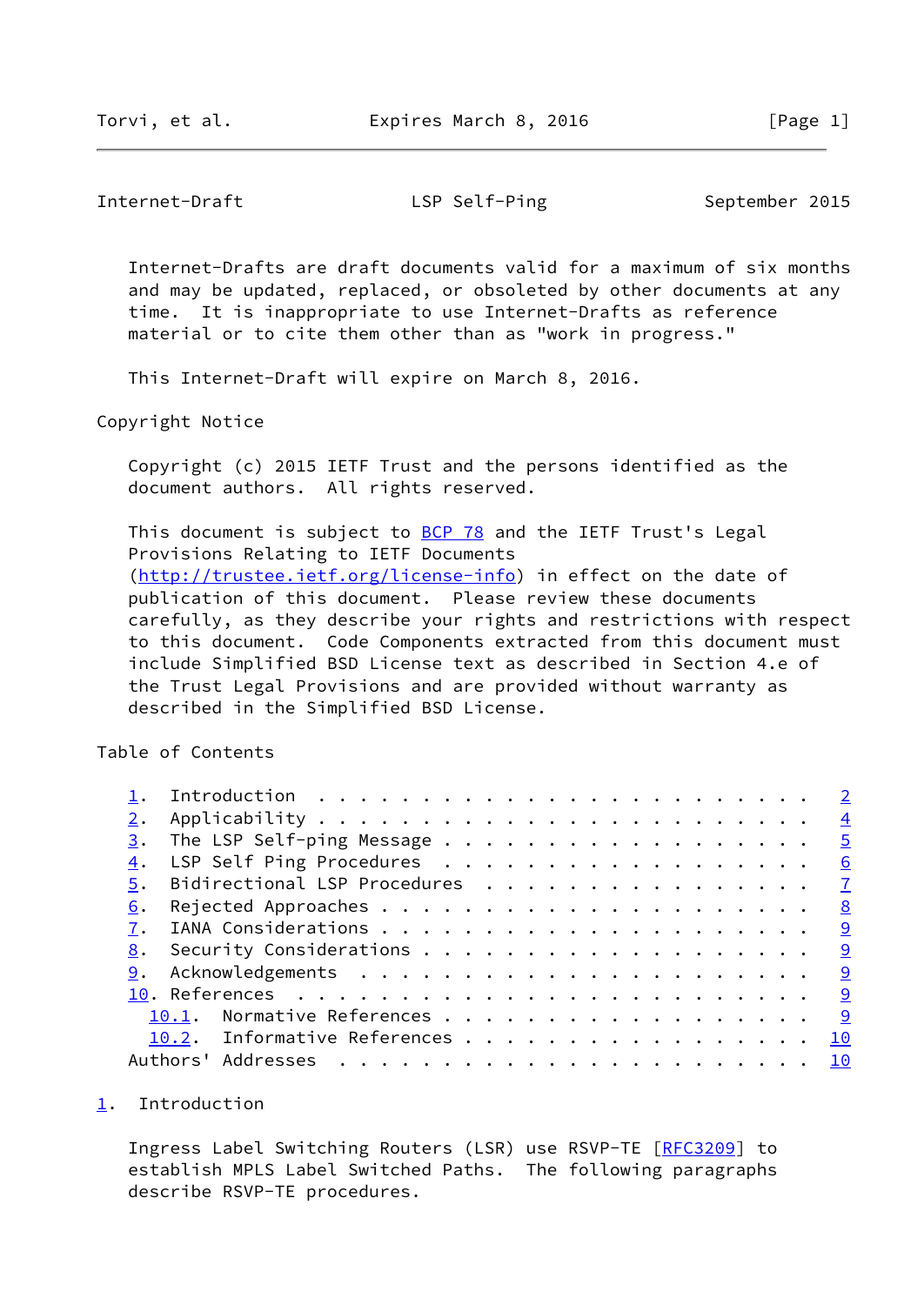Internet-Drafts are draft documents valid for a maximum of six months and may be updated, replaced, or obsoleted by other documents at any time. It is inappropriate to use Internet-Drafts as reference material or to cite them other than as "work in progress."

This Internet-Draft will expire on March 8, 2016.

Copyright Notice

Copyright (c) 2015 IETF Trust and the persons identified as the document authors. All rights reserved.

This document is subject to BCP 78 and the IETF Trust's Legal Provisions Relating to IETF Documents (http://trustee.ietf.org/license-info) in effect on the date of publication of this document. Please review these documents carefully, as they describe your rights and restrictions with respect to this document. Code Components extracted from this document must include Simplified BSD License text as described in Section 4.e of the Trust Legal Provisions and are provided without warranty as described in the Simplified BSD License.

Table of Contents

```
   1.  Introduction . . . . . . . . . . . . . . . . . . . . . . . .   2
   2.  Applicability . . . . . . . . . . . . . . . . . . . . . . . .   4
   3.  The LSP Self-ping Message . . . . . . . . . . . . . . . . . .   5
   4.  LSP Self Ping Procedures  . . . . . . . . . . . . . . . . . .   6
   5.  Bidirectional LSP Procedures  . . . . . . . . . . . . . . . .   7
   6.  Rejected Approaches . . . . . . . . . . . . . . . . . . . . .   8
   7.  IANA Considerations . . . . . . . . . . . . . . . . . . . . .   9
   8.  Security Considerations . . . . . . . . . . . . . . . . . . .   9
   9.  Acknowledgements  . . . . . . . . . . . . . . . . . . . . . .   9
   10. References  . . . . . . . . . . . . . . . . . . . . . . . . .   9
     10.1.  Normative References . . . . . . . . . . . . . . . . . .   9
     10.2.  Informative References . . . . . . . . . . . . . . . . .  10
   Authors' Addresses  . . . . . . . . . . . . . . . . . . . . . . .  10
```

## 1. Introduction

Ingress Label Switching Routers (LSR) use RSVP-TE [RFC3209] to establish MPLS Label Switched Paths. The following paragraphs describe RSVP-TE procedures.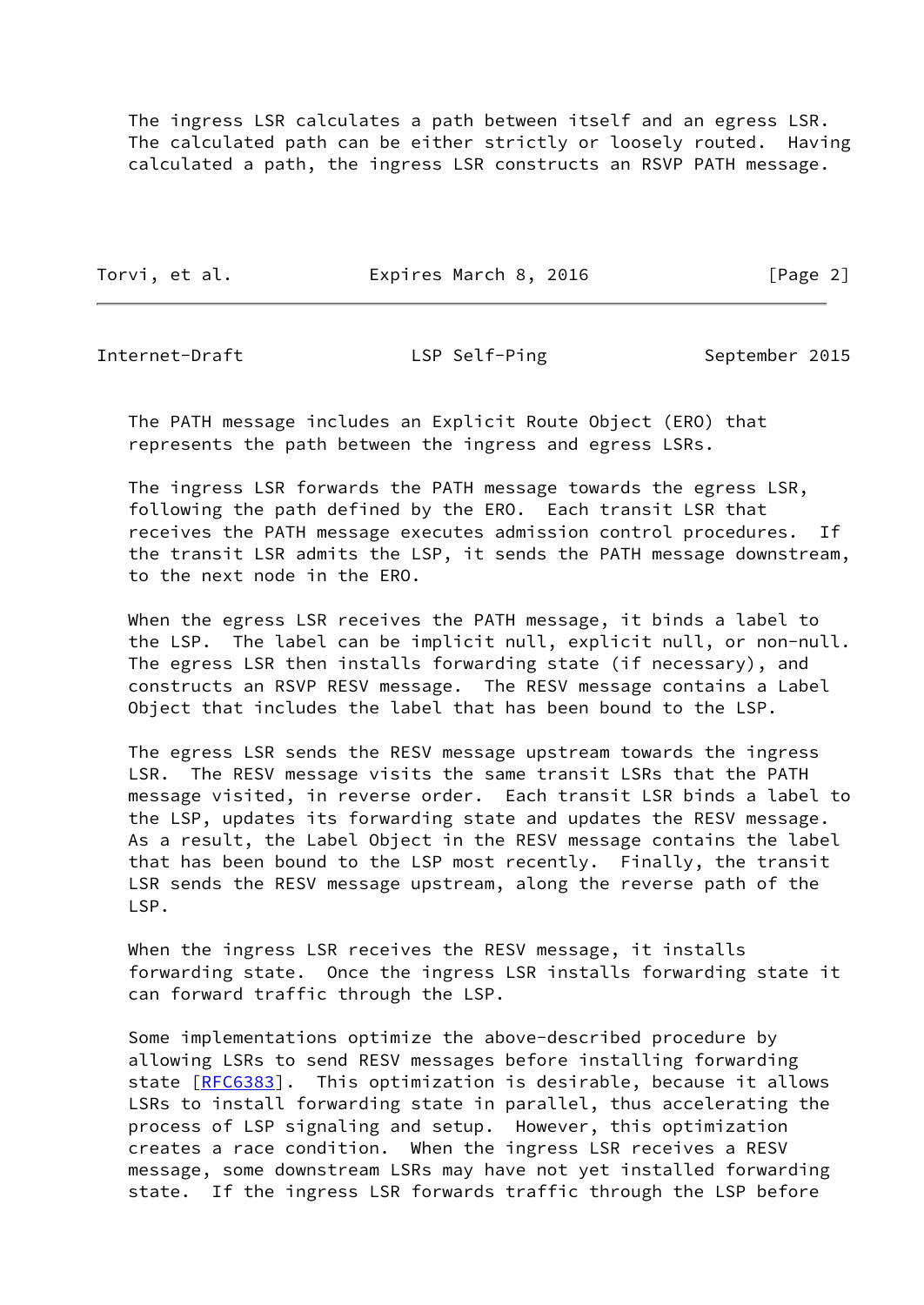The ingress LSR calculates a path between itself and an egress LSR. The calculated path can be either strictly or loosely routed. Having calculated a path, the ingress LSR constructs an RSVP PATH message.

The PATH message includes an Explicit Route Object (ERO) that represents the path between the ingress and egress LSRs.

The ingress LSR forwards the PATH message towards the egress LSR, following the path defined by the ERO. Each transit LSR that receives the PATH message executes admission control procedures. If the transit LSR admits the LSP, it sends the PATH message downstream, to the next node in the ERO.

When the egress LSR receives the PATH message, it binds a label to the LSP. The label can be implicit null, explicit null, or non-null. The egress LSR then installs forwarding state (if necessary), and constructs an RSVP RESV message. The RESV message contains a Label Object that includes the label that has been bound to the LSP.

The egress LSR sends the RESV message upstream towards the ingress LSR. The RESV message visits the same transit LSRs that the PATH message visited, in reverse order. Each transit LSR binds a label to the LSP, updates its forwarding state and updates the RESV message. As a result, the Label Object in the RESV message contains the label that has been bound to the LSP most recently. Finally, the transit LSR sends the RESV message upstream, along the reverse path of the LSP.

When the ingress LSR receives the RESV message, it installs forwarding state. Once the ingress LSR installs forwarding state it can forward traffic through the LSP.

Some implementations optimize the above-described procedure by allowing LSRs to send RESV messages before installing forwarding state [RFC6383]. This optimization is desirable, because it allows LSRs to install forwarding state in parallel, thus accelerating the process of LSP signaling and setup. However, this optimization creates a race condition. When the ingress LSR receives a RESV message, some downstream LSRs may have not yet installed forwarding state. If the ingress LSR forwards traffic through the LSP before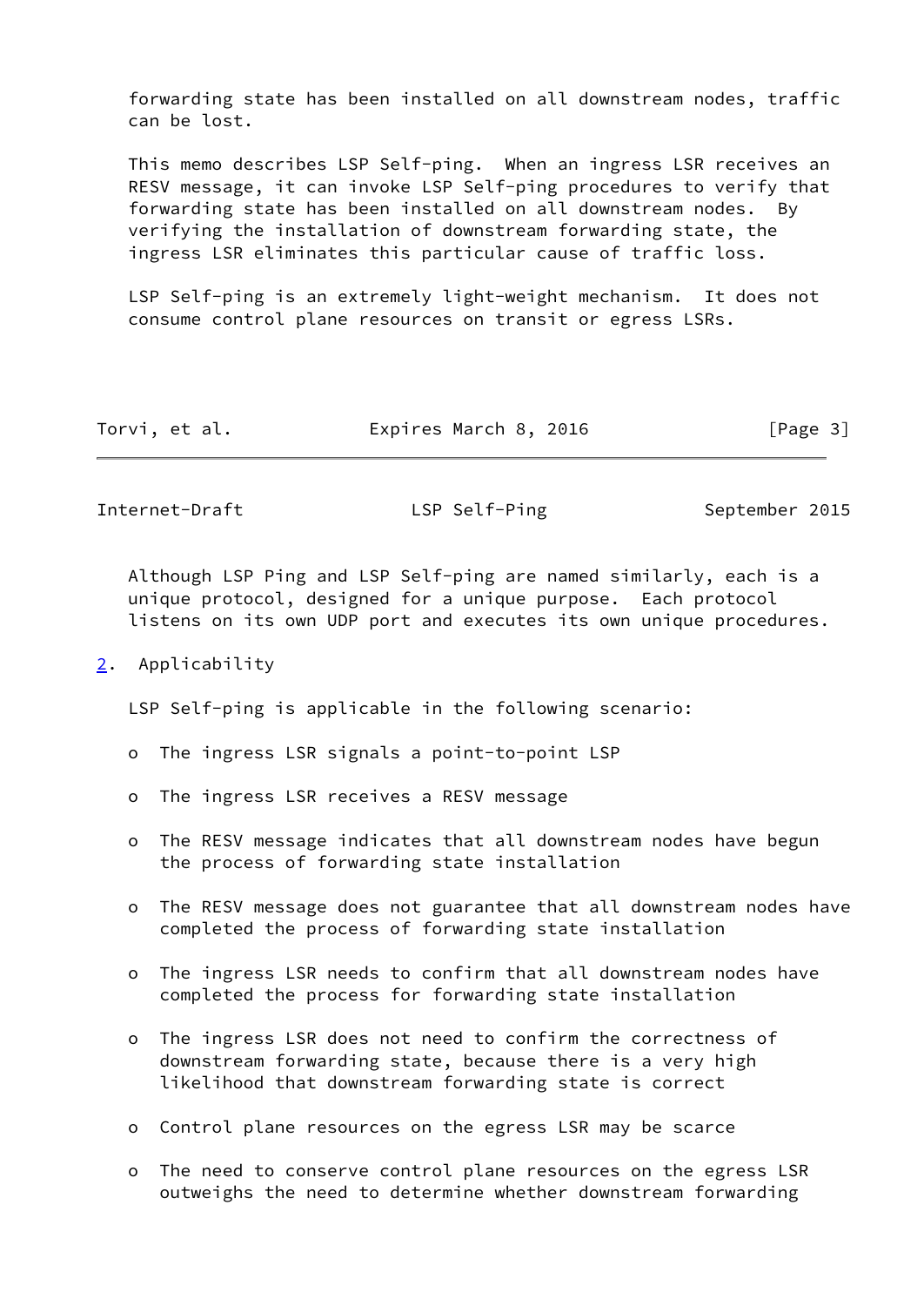forwarding state has been installed on all downstream nodes, traffic can be lost.

This memo describes LSP Self-ping. When an ingress LSR receives an RESV message, it can invoke LSP Self-ping procedures to verify that forwarding state has been installed on all downstream nodes. By verifying the installation of downstream forwarding state, the ingress LSR eliminates this particular cause of traffic loss.

LSP Self-ping is an extremely light-weight mechanism. It does not consume control plane resources on transit or egress LSRs.

Although LSP Ping and LSP Self-ping are named similarly, each is a unique protocol, designed for a unique purpose. Each protocol listens on its own UDP port and executes its own unique procedures.

## 2. Applicability

LSP Self-ping is applicable in the following scenario:

- The ingress LSR signals a point-to-point LSP
- The ingress LSR receives a RESV message
- The RESV message indicates that all downstream nodes have begun the process of forwarding state installation
- The RESV message does not guarantee that all downstream nodes have completed the process of forwarding state installation
- The ingress LSR needs to confirm that all downstream nodes have completed the process for forwarding state installation
- The ingress LSR does not need to confirm the correctness of downstream forwarding state, because there is a very high likelihood that downstream forwarding state is correct
- Control plane resources on the egress LSR may be scarce
- The need to conserve control plane resources on the egress LSR outweighs the need to determine whether downstream forwarding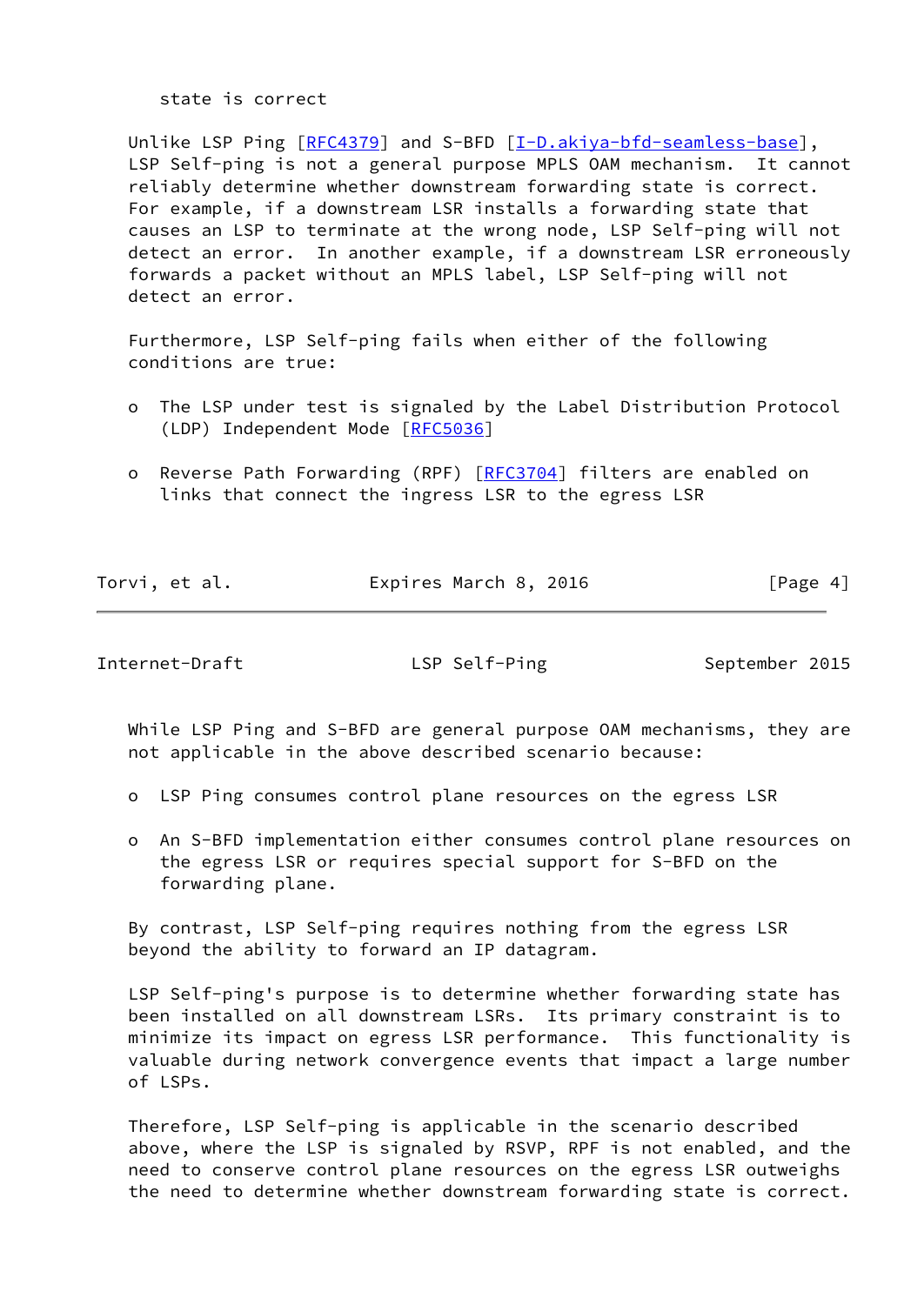state is correct

Unlike LSP Ping [RFC4379] and S-BFD [I-D.akiya-bfd-seamless-base], LSP Self-ping is not a general purpose MPLS OAM mechanism. It cannot reliably determine whether downstream forwarding state is correct. For example, if a downstream LSR installs a forwarding state that causes an LSP to terminate at the wrong node, LSP Self-ping will not detect an error. In another example, if a downstream LSR erroneously forwards a packet without an MPLS label, LSP Self-ping will not detect an error.

Furthermore, LSP Self-ping fails when either of the following conditions are true:

- The LSP under test is signaled by the Label Distribution Protocol (LDP) Independent Mode [RFC5036]
- Reverse Path Forwarding (RPF) [RFC3704] filters are enabled on links that connect the ingress LSR to the egress LSR

While LSP Ping and S-BFD are general purpose OAM mechanisms, they are not applicable in the above described scenario because:

- LSP Ping consumes control plane resources on the egress LSR
- An S-BFD implementation either consumes control plane resources on the egress LSR or requires special support for S-BFD on the forwarding plane.

By contrast, LSP Self-ping requires nothing from the egress LSR beyond the ability to forward an IP datagram.

LSP Self-ping's purpose is to determine whether forwarding state has been installed on all downstream LSRs. Its primary constraint is to minimize its impact on egress LSR performance. This functionality is valuable during network convergence events that impact a large number of LSPs.

Therefore, LSP Self-ping is applicable in the scenario described above, where the LSP is signaled by RSVP, RPF is not enabled, and the need to conserve control plane resources on the egress LSR outweighs the need to determine whether downstream forwarding state is correct.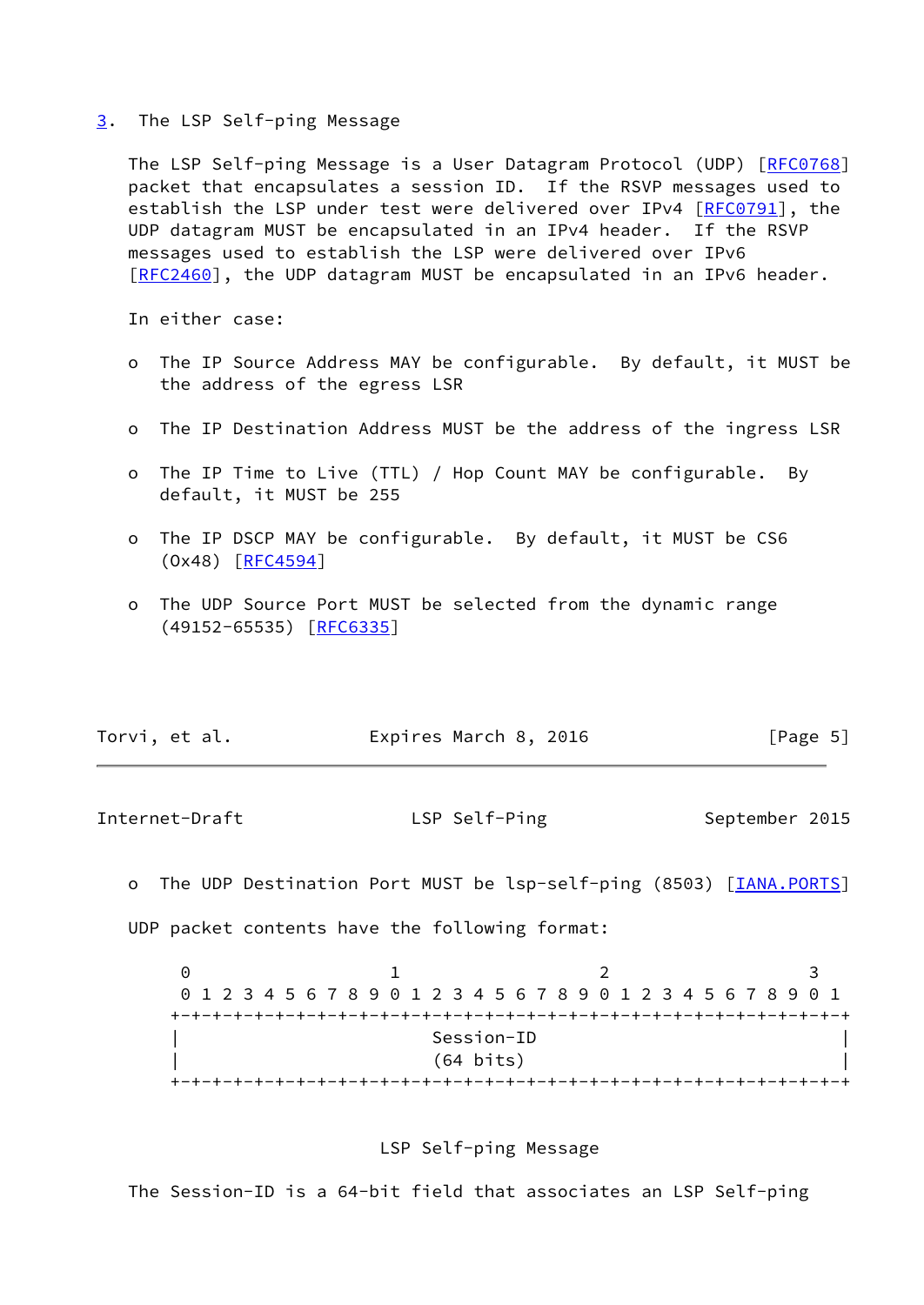## 3. The LSP Self-ping Message

The LSP Self-ping Message is a User Datagram Protocol (UDP) [RFC0768] packet that encapsulates a session ID. If the RSVP messages used to establish the LSP under test were delivered over IPv4 [RFC0791], the UDP datagram MUST be encapsulated in an IPv4 header. If the RSVP messages used to establish the LSP were delivered over IPv6 [RFC2460], the UDP datagram MUST be encapsulated in an IPv6 header.

In either case:

- The IP Source Address MAY be configurable. By default, it MUST be the address of the egress LSR
- The IP Destination Address MUST be the address of the ingress LSR
- The IP Time to Live (TTL) / Hop Count MAY be configurable. By default, it MUST be 255
- The IP DSCP MAY be configurable. By default, it MUST be CS6 (0x48) [RFC4594]
- The UDP Source Port MUST be selected from the dynamic range (49152-65535) [RFC6335]
- The UDP Destination Port MUST be lsp-self-ping (8503) [IANA.PORTS]

UDP packet contents have the following format:

```
 0                   1                   2                   3
 0 1 2 3 4 5 6 7 8 9 0 1 2 3 4 5 6 7 8 9 0 1 2 3 4 5 6 7 8 9 0 1
+-+-+-+-+-+-+-+-+-+-+-+-+-+-+-+-+-+-+-+-+-+-+-+-+-+-+-+-+-+-+-+-+
|                          Session-ID                           |
|                          (64 bits)                            |
+-+-+-+-+-+-+-+-+-+-+-+-+-+-+-+-+-+-+-+-+-+-+-+-+-+-+-+-+-+-+-+-+
```

LSP Self-ping Message

The Session-ID is a 64-bit field that associates an LSP Self-ping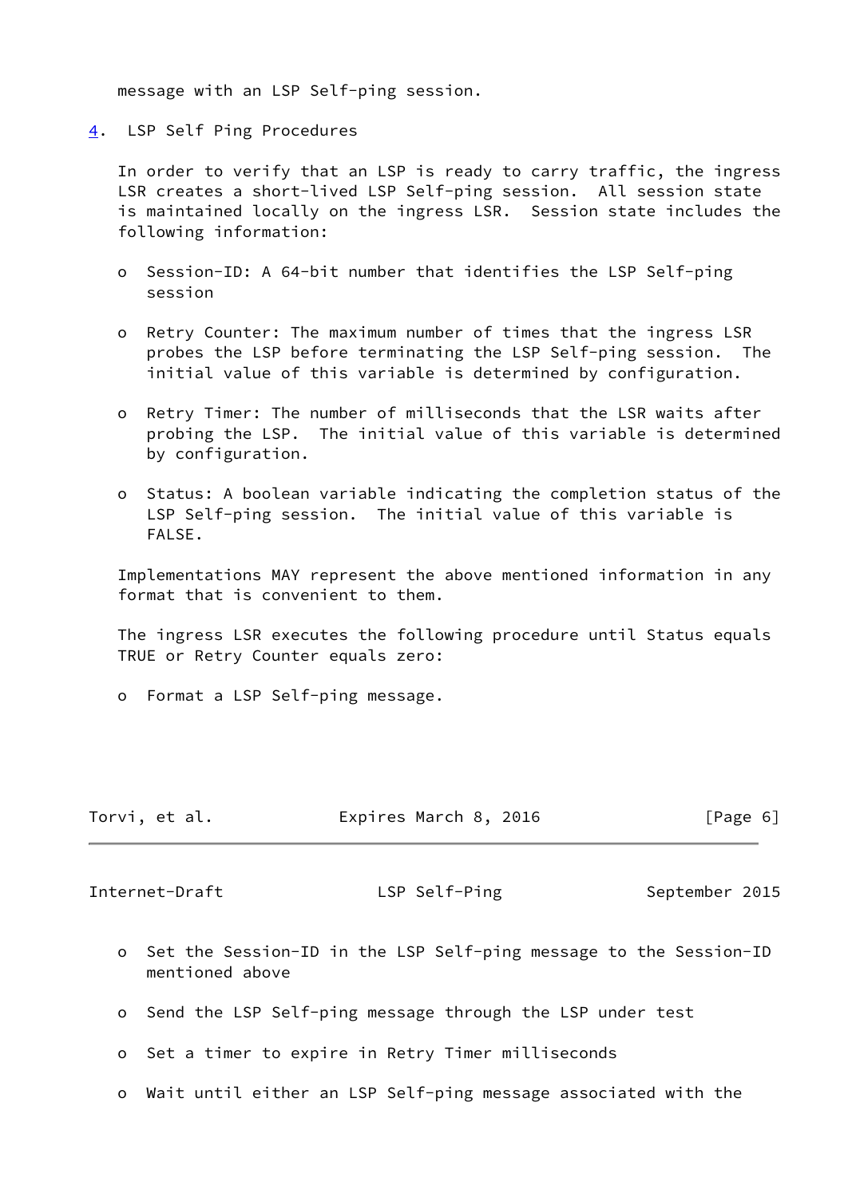message with an LSP Self-ping session.

## 4. LSP Self Ping Procedures

In order to verify that an LSP is ready to carry traffic, the ingress LSR creates a short-lived LSP Self-ping session. All session state is maintained locally on the ingress LSR. Session state includes the following information:

- Session-ID: A 64-bit number that identifies the LSP Self-ping session
- Retry Counter: The maximum number of times that the ingress LSR probes the LSP before terminating the LSP Self-ping session. The initial value of this variable is determined by configuration.
- Retry Timer: The number of milliseconds that the LSR waits after probing the LSP. The initial value of this variable is determined by configuration.
- Status: A boolean variable indicating the completion status of the LSP Self-ping session. The initial value of this variable is FALSE.

Implementations MAY represent the above mentioned information in any format that is convenient to them.

The ingress LSR executes the following procedure until Status equals TRUE or Retry Counter equals zero:

- Format a LSP Self-ping message.
- Set the Session-ID in the LSP Self-ping message to the Session-ID mentioned above
- Send the LSP Self-ping message through the LSP under test
- Set a timer to expire in Retry Timer milliseconds
- Wait until either an LSP Self-ping message associated with the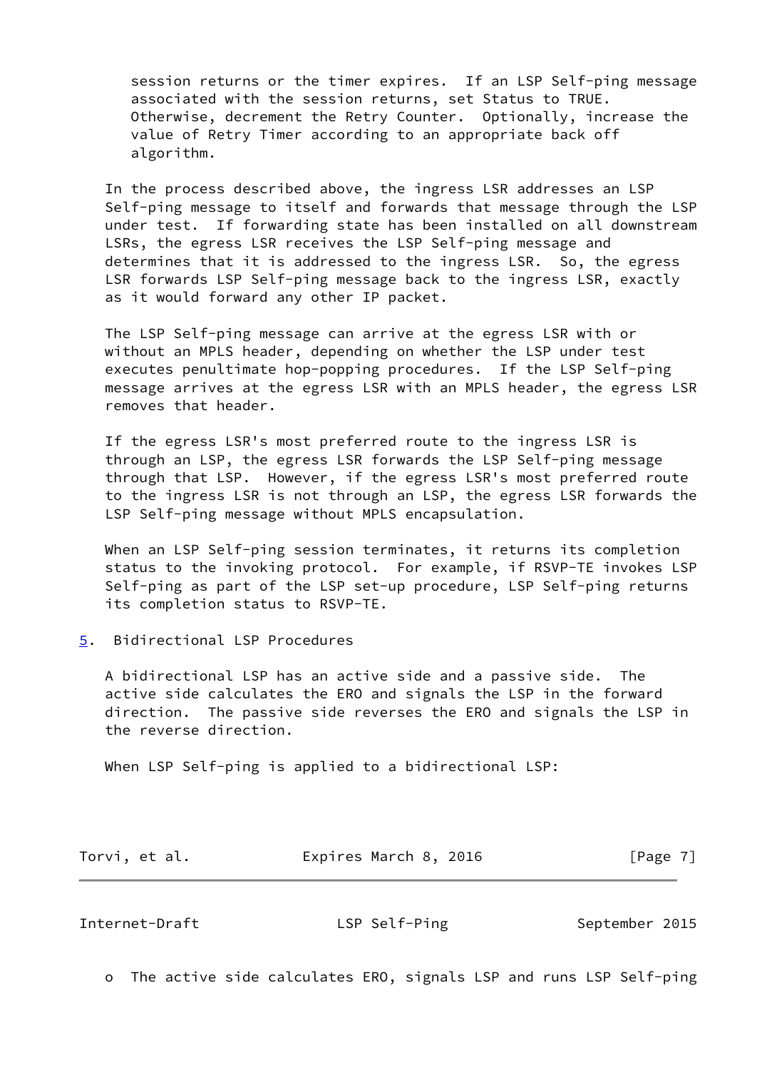session returns or the timer expires. If an LSP Self-ping message associated with the session returns, set Status to TRUE. Otherwise, decrement the Retry Counter. Optionally, increase the value of Retry Timer according to an appropriate back off algorithm.

In the process described above, the ingress LSR addresses an LSP Self-ping message to itself and forwards that message through the LSP under test. If forwarding state has been installed on all downstream LSRs, the egress LSR receives the LSP Self-ping message and determines that it is addressed to the ingress LSR. So, the egress LSR forwards LSP Self-ping message back to the ingress LSR, exactly as it would forward any other IP packet.

The LSP Self-ping message can arrive at the egress LSR with or without an MPLS header, depending on whether the LSP under test executes penultimate hop-popping procedures. If the LSP Self-ping message arrives at the egress LSR with an MPLS header, the egress LSR removes that header.

If the egress LSR's most preferred route to the ingress LSR is through an LSP, the egress LSR forwards the LSP Self-ping message through that LSP. However, if the egress LSR's most preferred route to the ingress LSR is not through an LSP, the egress LSR forwards the LSP Self-ping message without MPLS encapsulation.

When an LSP Self-ping session terminates, it returns its completion status to the invoking protocol. For example, if RSVP-TE invokes LSP Self-ping as part of the LSP set-up procedure, LSP Self-ping returns its completion status to RSVP-TE.

## 5. Bidirectional LSP Procedures

A bidirectional LSP has an active side and a passive side. The active side calculates the ERO and signals the LSP in the forward direction. The passive side reverses the ERO and signals the LSP in the reverse direction.

When LSP Self-ping is applied to a bidirectional LSP:

- The active side calculates ERO, signals LSP and runs LSP Self-ping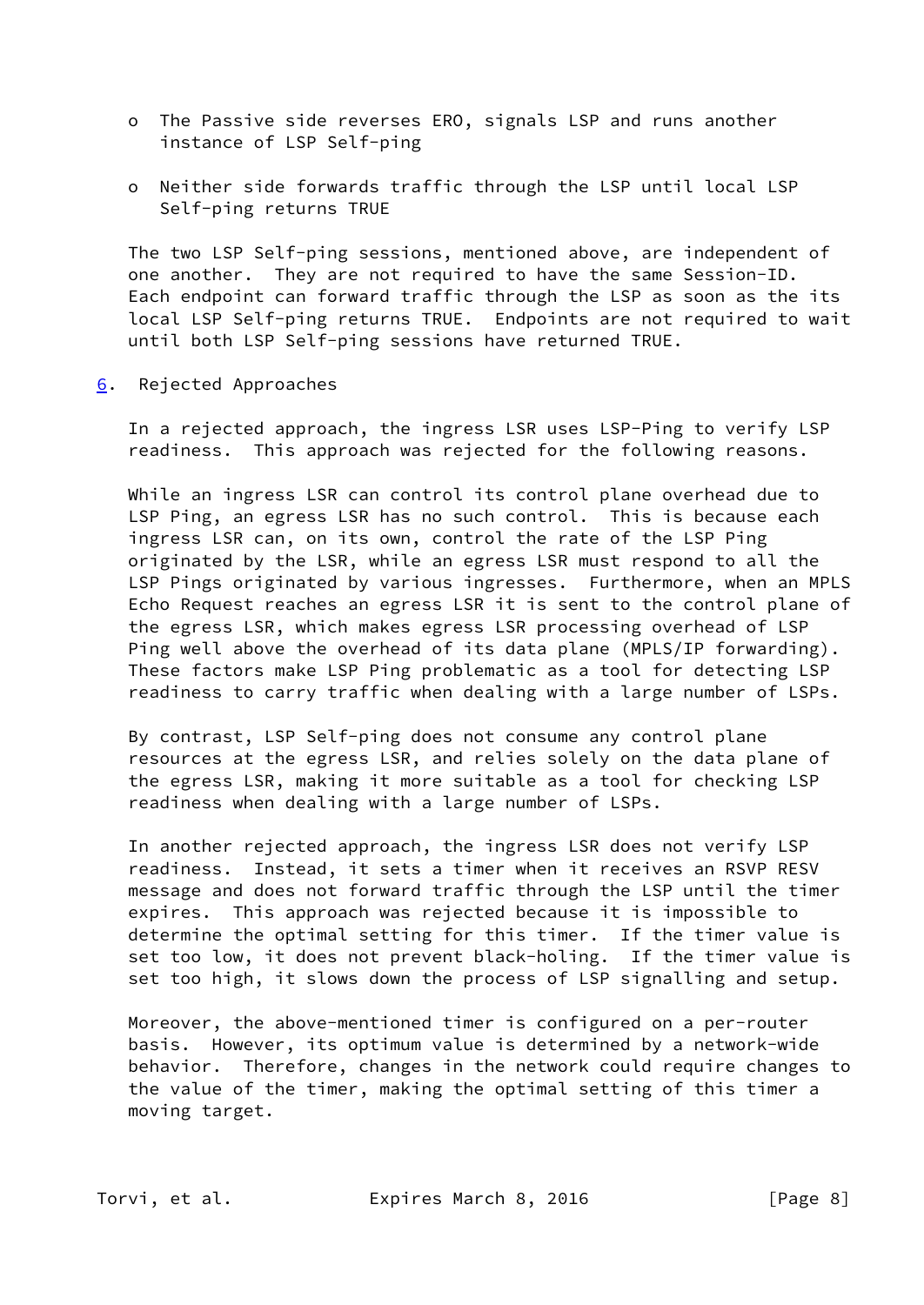- The Passive side reverses ERO, signals LSP and runs another instance of LSP Self-ping

- Neither side forwards traffic through the LSP until local LSP Self-ping returns TRUE

The two LSP Self-ping sessions, mentioned above, are independent of one another. They are not required to have the same Session-ID. Each endpoint can forward traffic through the LSP as soon as the its local LSP Self-ping returns TRUE. Endpoints are not required to wait until both LSP Self-ping sessions have returned TRUE.

## 6. Rejected Approaches

In a rejected approach, the ingress LSR uses LSP-Ping to verify LSP readiness. This approach was rejected for the following reasons.

While an ingress LSR can control its control plane overhead due to LSP Ping, an egress LSR has no such control. This is because each ingress LSR can, on its own, control the rate of the LSP Ping originated by the LSR, while an egress LSR must respond to all the LSP Pings originated by various ingresses. Furthermore, when an MPLS Echo Request reaches an egress LSR it is sent to the control plane of the egress LSR, which makes egress LSR processing overhead of LSP Ping well above the overhead of its data plane (MPLS/IP forwarding). These factors make LSP Ping problematic as a tool for detecting LSP readiness to carry traffic when dealing with a large number of LSPs.

By contrast, LSP Self-ping does not consume any control plane resources at the egress LSR, and relies solely on the data plane of the egress LSR, making it more suitable as a tool for checking LSP readiness when dealing with a large number of LSPs.

In another rejected approach, the ingress LSR does not verify LSP readiness. Instead, it sets a timer when it receives an RSVP RESV message and does not forward traffic through the LSP until the timer expires. This approach was rejected because it is impossible to determine the optimal setting for this timer. If the timer value is set too low, it does not prevent black-holing. If the timer value is set too high, it slows down the process of LSP signalling and setup.

Moreover, the above-mentioned timer is configured on a per-router basis. However, its optimum value is determined by a network-wide behavior. Therefore, changes in the network could require changes to the value of the timer, making the optimal setting of this timer a moving target.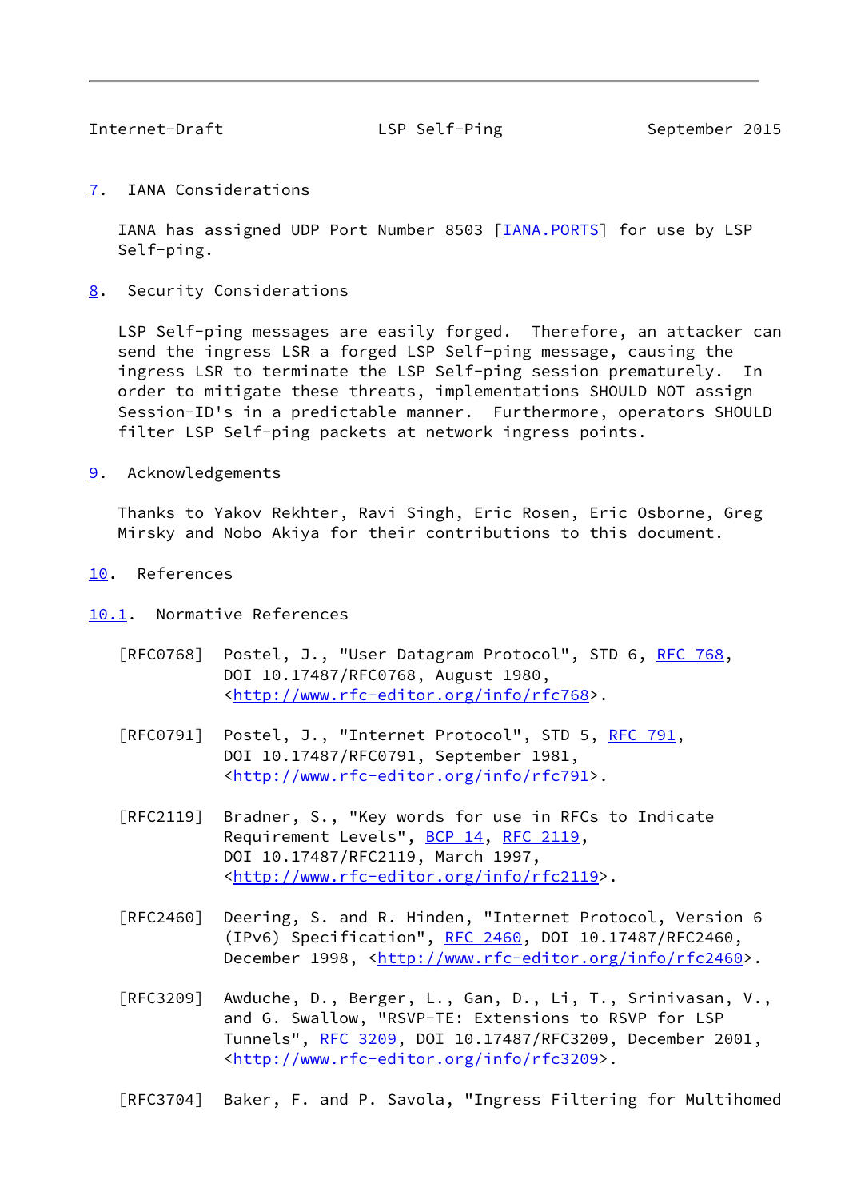## 7. IANA Considerations

IANA has assigned UDP Port Number 8503 [IANA.PORTS] for use by LSP Self-ping.

## 8. Security Considerations

LSP Self-ping messages are easily forged. Therefore, an attacker can send the ingress LSR a forged LSP Self-ping message, causing the ingress LSR to terminate the LSP Self-ping session prematurely. In order to mitigate these threats, implementations SHOULD NOT assign Session-ID's in a predictable manner. Furthermore, operators SHOULD filter LSP Self-ping packets at network ingress points.

## 9. Acknowledgements

Thanks to Yakov Rekhter, Ravi Singh, Eric Rosen, Eric Osborne, Greg Mirsky and Nobo Akiya for their contributions to this document.

## 10. References

### 10.1. Normative References

[RFC0768] Postel, J., "User Datagram Protocol", STD 6, RFC 768, DOI 10.17487/RFC0768, August 1980, <http://www.rfc-editor.org/info/rfc768>.

[RFC0791] Postel, J., "Internet Protocol", STD 5, RFC 791, DOI 10.17487/RFC0791, September 1981, <http://www.rfc-editor.org/info/rfc791>.

[RFC2119] Bradner, S., "Key words for use in RFCs to Indicate Requirement Levels", BCP 14, RFC 2119, DOI 10.17487/RFC2119, March 1997, <http://www.rfc-editor.org/info/rfc2119>.

[RFC2460] Deering, S. and R. Hinden, "Internet Protocol, Version 6 (IPv6) Specification", RFC 2460, DOI 10.17487/RFC2460, December 1998, <http://www.rfc-editor.org/info/rfc2460>.

[RFC3209] Awduche, D., Berger, L., Gan, D., Li, T., Srinivasan, V., and G. Swallow, "RSVP-TE: Extensions to RSVP for LSP Tunnels", RFC 3209, DOI 10.17487/RFC3209, December 2001, <http://www.rfc-editor.org/info/rfc3209>.

[RFC3704] Baker, F. and P. Savola, "Ingress Filtering for Multihomed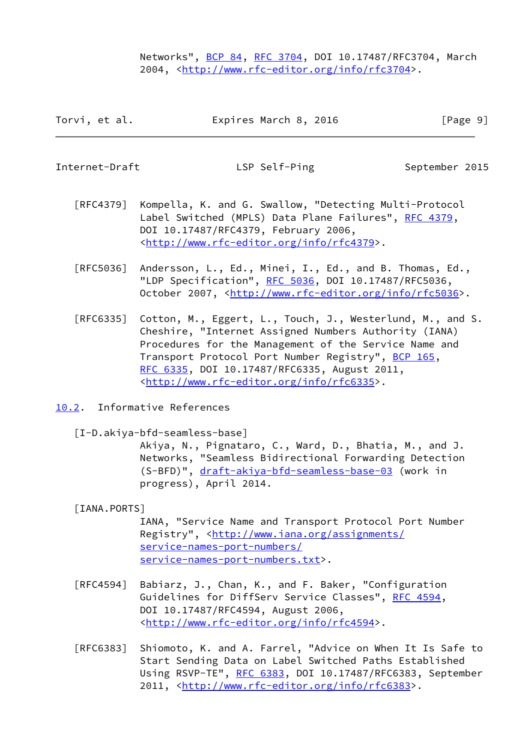Networks", BCP 84, RFC 3704, DOI 10.17487/RFC3704, March 2004, <http://www.rfc-editor.org/info/rfc3704>.

[RFC4379] Kompella, K. and G. Swallow, "Detecting Multi-Protocol Label Switched (MPLS) Data Plane Failures", RFC 4379, DOI 10.17487/RFC4379, February 2006, <http://www.rfc-editor.org/info/rfc4379>.

[RFC5036] Andersson, L., Ed., Minei, I., Ed., and B. Thomas, Ed., "LDP Specification", RFC 5036, DOI 10.17487/RFC5036, October 2007, <http://www.rfc-editor.org/info/rfc5036>.

[RFC6335] Cotton, M., Eggert, L., Touch, J., Westerlund, M., and S. Cheshire, "Internet Assigned Numbers Authority (IANA) Procedures for the Management of the Service Name and Transport Protocol Port Number Registry", BCP 165, RFC 6335, DOI 10.17487/RFC6335, August 2011, <http://www.rfc-editor.org/info/rfc6335>.

## 10.2. Informative References

[I-D.akiya-bfd-seamless-base] Akiya, N., Pignataro, C., Ward, D., Bhatia, M., and J. Networks, "Seamless Bidirectional Forwarding Detection (S-BFD)", draft-akiya-bfd-seamless-base-03 (work in progress), April 2014.

[IANA.PORTS] IANA, "Service Name and Transport Protocol Port Number Registry", <http://www.iana.org/assignments/service-names-port-numbers/service-names-port-numbers.txt>.

[RFC4594] Babiarz, J., Chan, K., and F. Baker, "Configuration Guidelines for DiffServ Service Classes", RFC 4594, DOI 10.17487/RFC4594, August 2006, <http://www.rfc-editor.org/info/rfc4594>.

[RFC6383] Shiomoto, K. and A. Farrel, "Advice on When It Is Safe to Start Sending Data on Label Switched Paths Established Using RSVP-TE", RFC 6383, DOI 10.17487/RFC6383, September 2011, <http://www.rfc-editor.org/info/rfc6383>.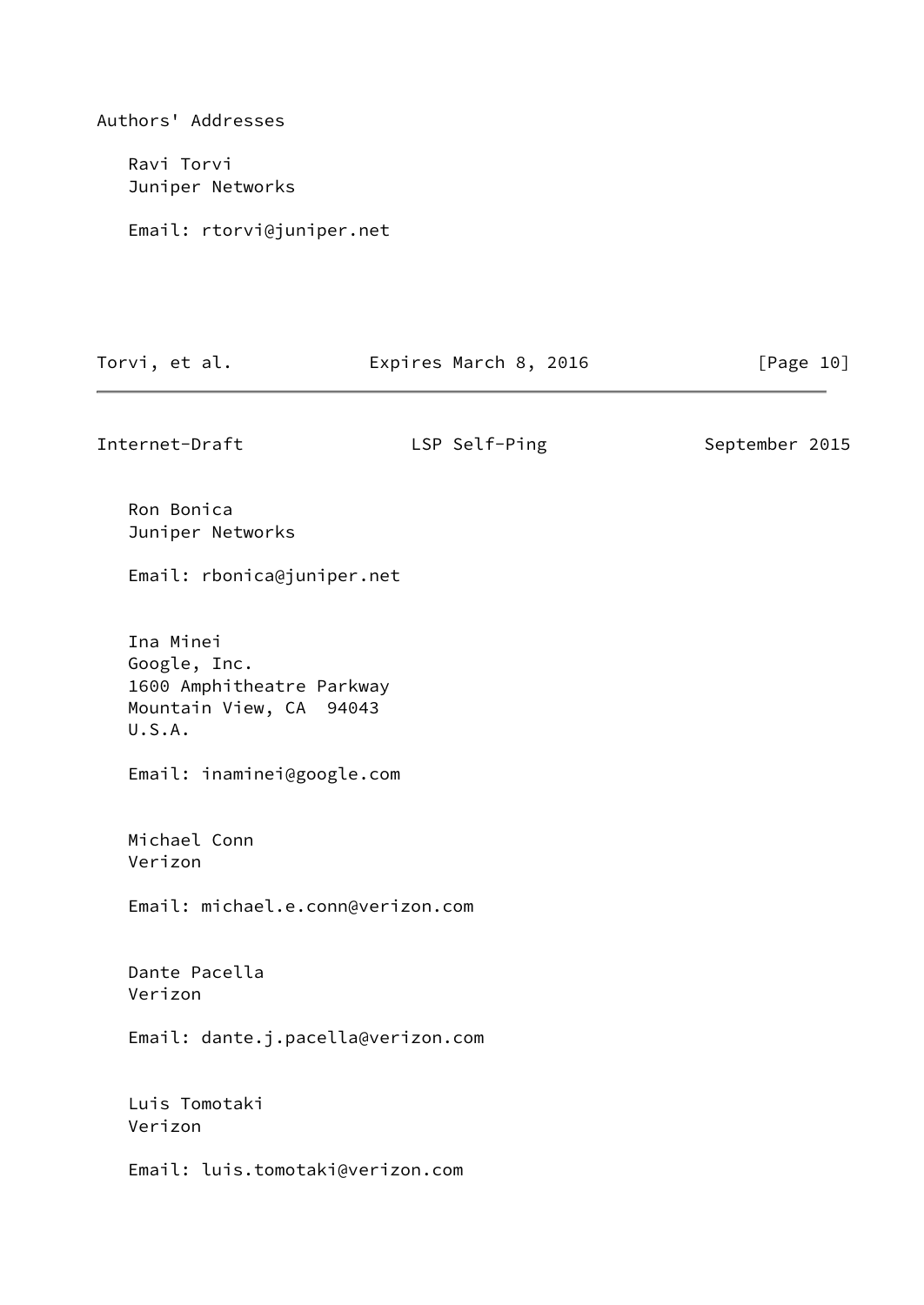## Authors' Addresses

Ravi Torvi
Juniper Networks

Email: rtorvi@juniper.net

Ron Bonica
Juniper Networks

Email: rbonica@juniper.net

Ina Minei
Google, Inc.
1600 Amphitheatre Parkway
Mountain View, CA  94043
U.S.A.

Email: inaminei@google.com

Michael Conn
Verizon

Email: michael.e.conn@verizon.com

Dante Pacella
Verizon

Email: dante.j.pacella@verizon.com

Luis Tomotaki
Verizon

Email: luis.tomotaki@verizon.com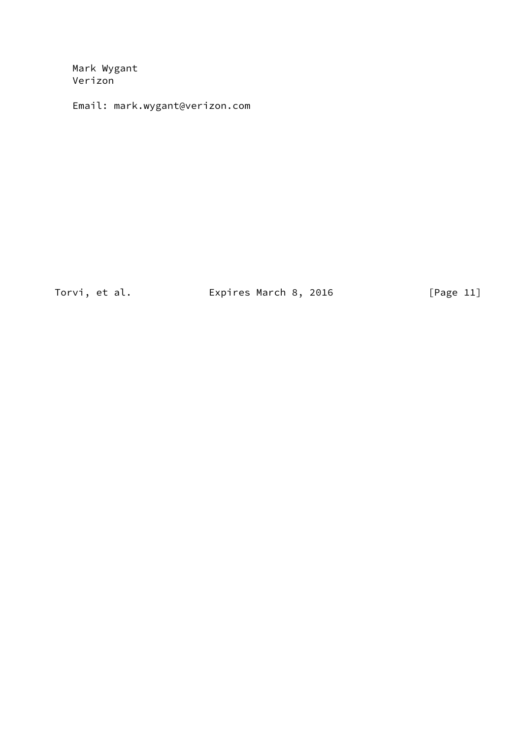Mark Wygant
Verizon

Email: mark.wygant@verizon.com